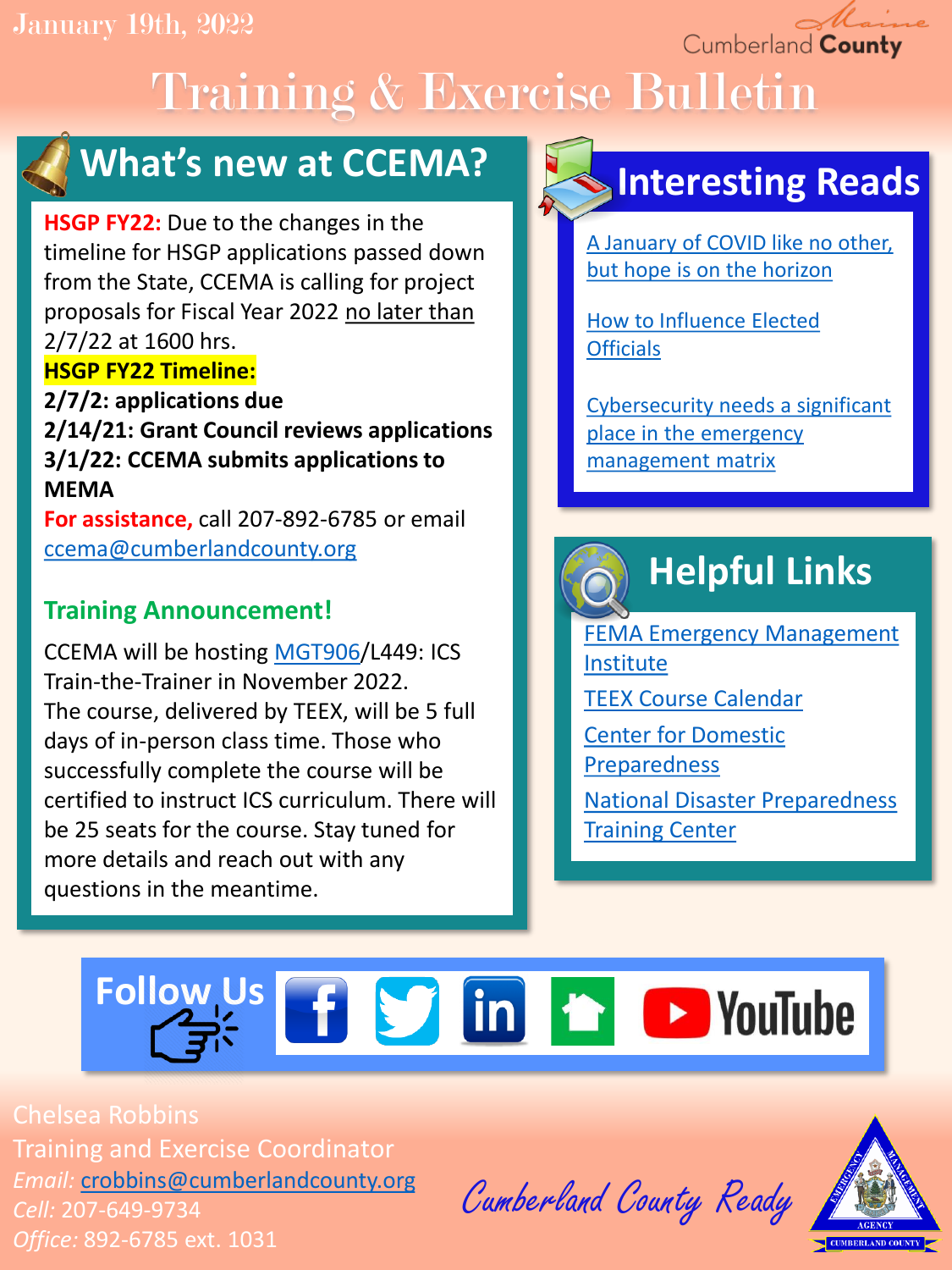January 19th, 2022

Cumberland County

# Training & Exercise Bulletin

## What's new at CCEMA?

**HSGP FY22:** Due to the changes in the timeline for HSGP applications passed down from the State, CCEMA is calling for project proposals for Fiscal Year 2022 no later than 2/7/22 at 1600 hrs.

**HSGP FY22 Timeline:**

**2/7/2: applications due**

**2/14/21: Grant Council reviews applications**

**3/1/22: CCEMA submits applications to MEMA**

**For assistance,** call 207-892-6785 or email ccema@cumberlandcounty.org

### Training Announcement!

CCEMA will be hosting MGT906/L449: ICS Train-the-Trainer in November 2022. The course, delivered by TEEX, will be 5 full days of in-person class time. Those who successfully complete the course will be certified to instruct ICS curriculum. There will be 25 seats for the course. Stay tuned for more details and reach out with any questions in the meantime.

## Interesting Reads

A January of COVID like no other, but hope is on the horizon

How to Influence Elected Officials

Cybersecurity needs a significant place in the emergency management matrix

## Helpful Links

FEMA Emergency Management Institute

TEEX Course Calendar

Center for Domestic Preparedness

National Disaster Preparedness Training Center

## Follow Us

YouTube

Chelsea Robbins
Training and Exercise Coordinator
*Email:* crobbins@cumberlandcounty.org
*Cell:* 207-649-9734
*Office:* 892-6785 ext. 1031

Cumberland County Ready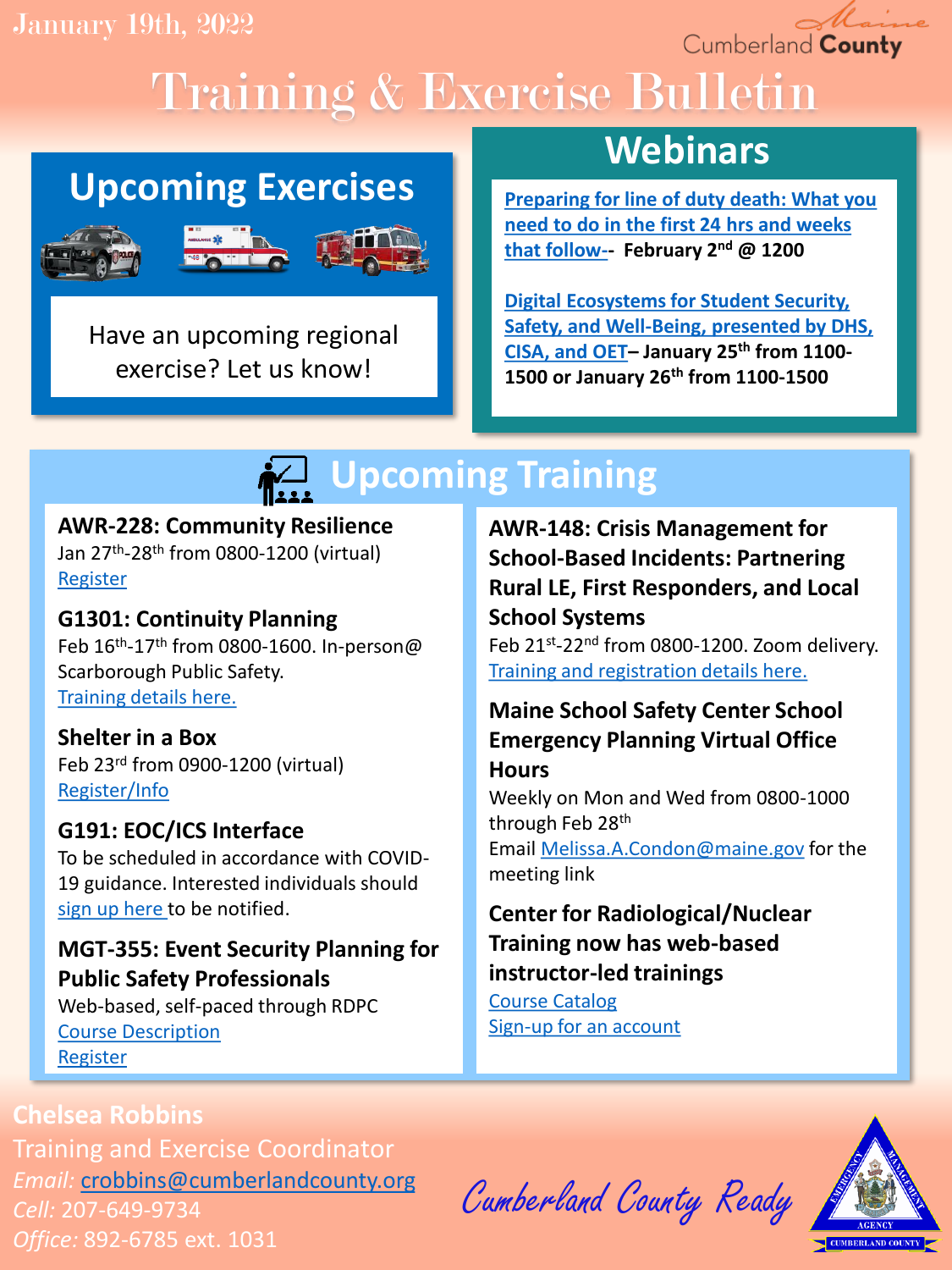January 19th, 2022

Cumberland County

# Training & Exercise Bulletin

## Upcoming Exercises

Have an upcoming regional exercise? Let us know!

## Webinars

Preparing for line of duty death: What you need to do in the first 24 hrs and weeks that follow-- **February 2nd @ 1200**

Digital Ecosystems for Student Security, Safety, and Well-Being, presented by DHS, CISA, and OET– **January 25th from 1100-1500 or January 26th from 1100-1500**

## Upcoming Training

**AWR-228: Community Resilience**
Jan 27th-28th from 0800-1200 (virtual)
Register

**G1301: Continuity Planning**
Feb 16th-17th from 0800-1600. In-person@ Scarborough Public Safety.
Training details here.

**Shelter in a Box**
Feb 23rd from 0900-1200 (virtual)
Register/Info

**G191: EOC/ICS Interface**
To be scheduled in accordance with COVID-19 guidance. Interested individuals should sign up here to be notified.

**MGT-355: Event Security Planning for Public Safety Professionals**
Web-based, self-paced through RDPC
Course Description
Register

**AWR-148: Crisis Management for School-Based Incidents: Partnering Rural LE, First Responders, and Local School Systems**
Feb 21st-22nd from 0800-1200. Zoom delivery.
Training and registration details here.

**Maine School Safety Center School Emergency Planning Virtual Office Hours**
Weekly on Mon and Wed from 0800-1000 through Feb 28th
Email Melissa.A.Condon@maine.gov for the meeting link

**Center for Radiological/Nuclear Training now has web-based instructor-led trainings**
Course Catalog
Sign-up for an account

**Chelsea Robbins**
Training and Exercise Coordinator
*Email:* crobbins@cumberlandcounty.org
*Cell:* 207-649-9734
*Office:* 892-6785 ext. 1031

Cumberland County Ready